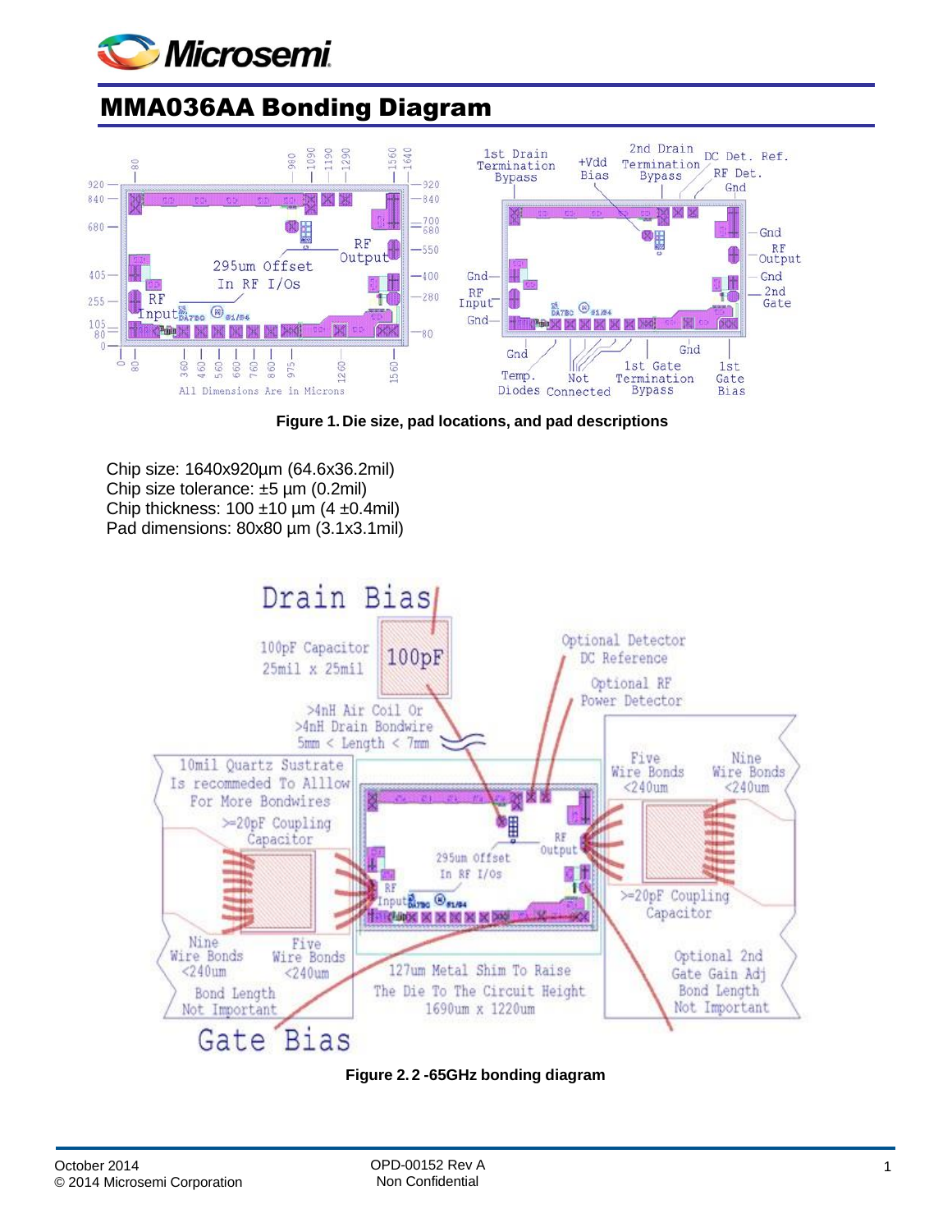# MMA036AA Bonding Diagram

Figure 1. Die size, pad locations, and pad descriptions

Chip size: 1640x920µm (64.6x36.2mil)
Chip size tolerance: ±5 µm (0.2mil)
Chip thickness: 100 ±10 µm (4 ±0.4mil)
Pad dimensions: 80x80 µm (3.1x3.1mil)

Figure 2. 2 -65GHz bonding diagram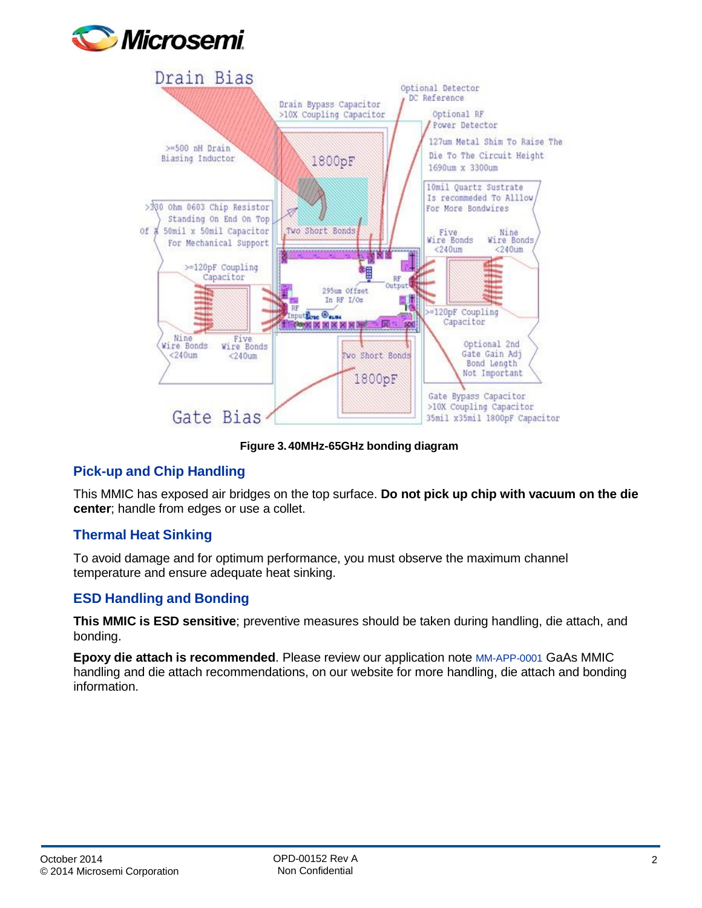Figure 3. 40MHz-65GHz bonding diagram

## Pick-up and Chip Handling

This MMIC has exposed air bridges on the top surface. **Do not pick up chip with vacuum on the die center**; handle from edges or use a collet.

## Thermal Heat Sinking

To avoid damage and for optimum performance, you must observe the maximum channel temperature and ensure adequate heat sinking.

## ESD Handling and Bonding

**This MMIC is ESD sensitive**; preventive measures should be taken during handling, die attach, and bonding.

**Epoxy die attach is recommended**. Please review our application note MM-APP-0001 GaAs MMIC handling and die attach recommendations, on our website for more handling, die attach and bonding information.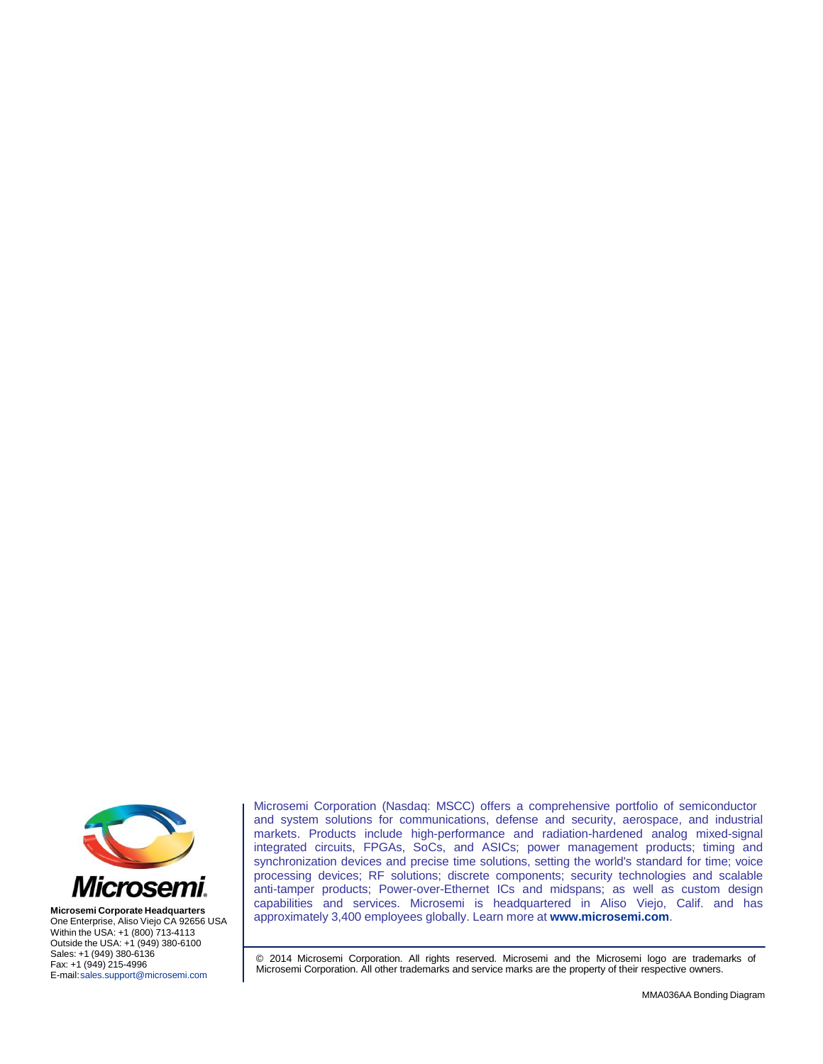Microsemi

**Microsemi Corporate Headquarters**
One Enterprise, Aliso Viejo CA 92656 USA
Within the USA: +1 (800) 713-4113
Outside the USA: +1 (949) 380-6100
Sales: +1 (949) 380-6136
Fax: +1 (949) 215-4996
E-mail: sales.support@microsemi.com

Microsemi Corporation (Nasdaq: MSCC) offers a comprehensive portfolio of semiconductor and system solutions for communications, defense and security, aerospace, and industrial markets. Products include high-performance and radiation-hardened analog mixed-signal integrated circuits, FPGAs, SoCs, and ASICs; power management products; timing and synchronization devices and precise time solutions, setting the world's standard for time; voice processing devices; RF solutions; discrete components; security technologies and scalable anti-tamper products; Power-over-Ethernet ICs and midspans; as well as custom design capabilities and services. Microsemi is headquartered in Aliso Viejo, Calif. and has approximately 3,400 employees globally. Learn more at **www.microsemi.com**.

© 2014 Microsemi Corporation. All rights reserved. Microsemi and the Microsemi logo are trademarks of Microsemi Corporation. All other trademarks and service marks are the property of their respective owners.

MMA036AA Bonding Diagram